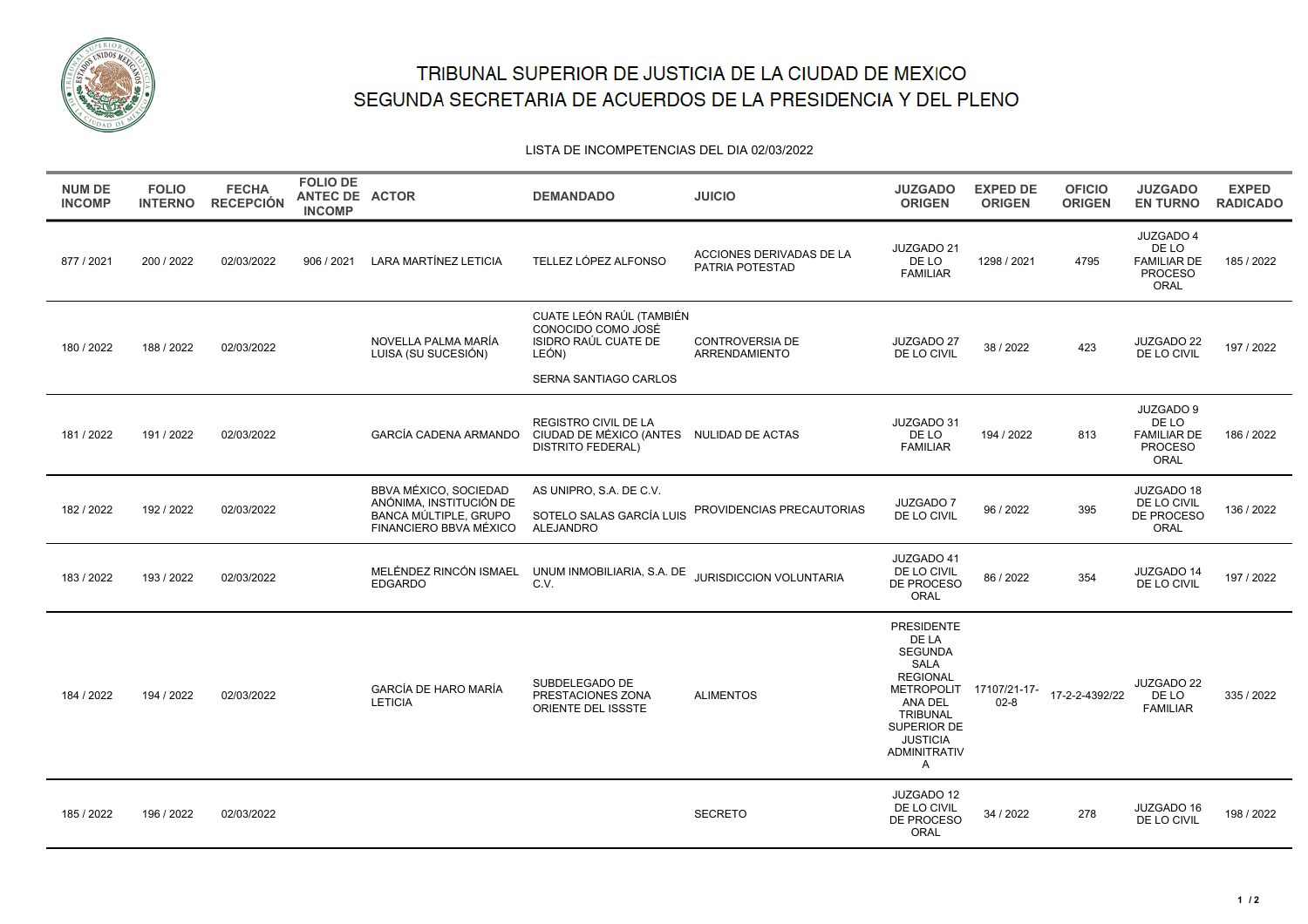# TRIBUNAL SUPERIOR DE JUSTICIA DE LA CIUDAD DE MEXICO
# SEGUNDA SECRETARIA DE ACUERDOS DE LA PRESIDENCIA Y DEL PLENO

LISTA DE INCOMPETENCIAS DEL DIA 02/03/2022

| NUM DE INCOMP | FOLIO INTERNO | FECHA RECEPCIÓN | FOLIO DE ANTEC DE INCOMP | ACTOR | DEMANDADO | JUICIO | JUZGADO ORIGEN | EXPED DE ORIGEN | OFICIO ORIGEN | JUZGADO EN TURNO | EXPED RADICADO |
|---|---|---|---|---|---|---|---|---|---|---|---|
| 877 / 2021 | 200 / 2022 | 02/03/2022 | 906 / 2021 | LARA MARTÍNEZ LETICIA | TELLEZ LÓPEZ ALFONSO | ACCIONES DERIVADAS DE LA PATRIA POTESTAD | JUZGADO 21 DE LO FAMILIAR | 1298 / 2021 | 4795 | JUZGADO 4 DE LO FAMILIAR DE PROCESO ORAL | 185 / 2022 |
| 180 / 2022 | 188 / 2022 | 02/03/2022 | | NOVELLA PALMA MARÍA LUISA (SU SUCESIÓN) | CUATE LEÓN RAÚL (TAMBIÉN CONOCIDO COMO JOSÉ ISIDRO RAÚL CUATE DE LEÓN)<br><br>SERNA SANTIAGO CARLOS | CONTROVERSIA DE ARRENDAMIENTO | JUZGADO 27 DE LO CIVIL | 38 / 2022 | 423 | JUZGADO 22 DE LO CIVIL | 197 / 2022 |
| 181 / 2022 | 191 / 2022 | 02/03/2022 | | GARCÍA CADENA ARMANDO | REGISTRO CIVIL DE LA CIUDAD DE MÉXICO (ANTES DISTRITO FEDERAL) | NULIDAD DE ACTAS | JUZGADO 31 DE LO FAMILIAR | 194 / 2022 | 813 | JUZGADO 9 DE LO FAMILIAR DE PROCESO ORAL | 186 / 2022 |
| 182 / 2022 | 192 / 2022 | 02/03/2022 | | BBVA MÉXICO, SOCIEDAD ANÓNIMA, INSTITUCIÓN DE BANCA MÚLTIPLE, GRUPO FINANCIERO BBVA MÉXICO | AS UNIPRO, S.A. DE C.V.<br><br>SOTELO SALAS GARCÍA LUIS ALEJANDRO | PROVIDENCIAS PRECAUTORIAS | JUZGADO 7 DE LO CIVIL | 96 / 2022 | 395 | JUZGADO 18 DE LO CIVIL DE PROCESO ORAL | 136 / 2022 |
| 183 / 2022 | 193 / 2022 | 02/03/2022 | | MELÉNDEZ RINCÓN ISMAEL EDGARDO | UNUM INMOBILIARIA, S.A. DE C.V. | JURISDICCION VOLUNTARIA | JUZGADO 41 DE LO CIVIL DE PROCESO ORAL | 86 / 2022 | 354 | JUZGADO 14 DE LO CIVIL | 197 / 2022 |
| 184 / 2022 | 194 / 2022 | 02/03/2022 | | GARCÍA DE HARO MARÍA LETICIA | SUBDELEGADO DE PRESTACIONES ZONA ORIENTE DEL ISSSTE | ALIMENTOS | PRESIDENTE DE LA SEGUNDA SALA REGIONAL METROPOLITANA DEL TRIBUNAL SUPERIOR DE JUSTICIA ADMINTRATIVA | 17107/21-17-02-8 | 17-2-2-4392/22 | JUZGADO 22 DE LO FAMILIAR | 335 / 2022 |
| 185 / 2022 | 196 / 2022 | 02/03/2022 | | | | SECRETO | JUZGADO 12 DE LO CIVIL DE PROCESO ORAL | 34 / 2022 | 278 | JUZGADO 16 DE LO CIVIL | 198 / 2022 |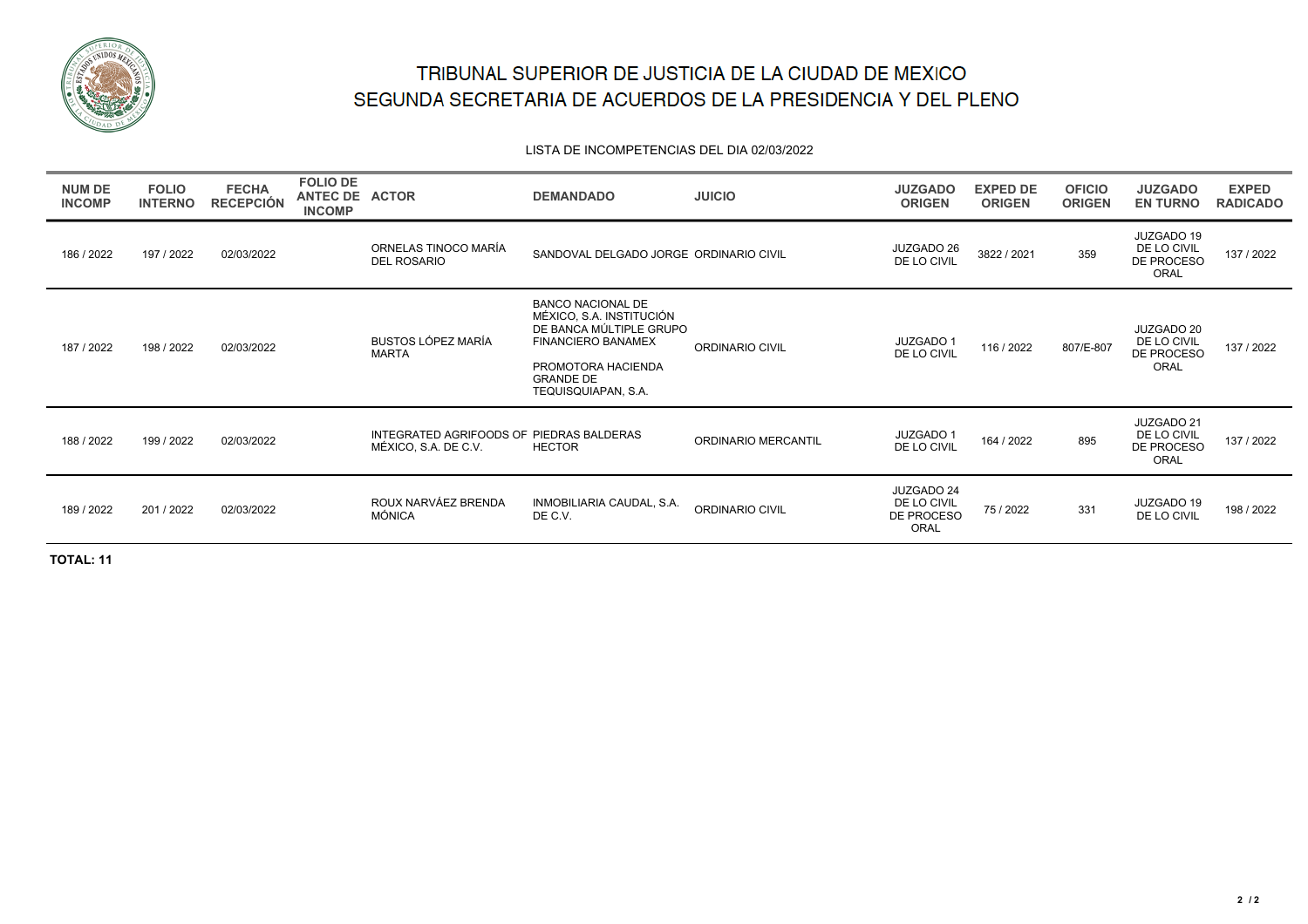# TRIBUNAL SUPERIOR DE JUSTICIA DE LA CIUDAD DE MEXICO
## SEGUNDA SECRETARIA DE ACUERDOS DE LA PRESIDENCIA Y DEL PLENO

LISTA DE INCOMPETENCIAS DEL DIA 02/03/2022

| NUM DE INCOMP | FOLIO INTERNO | FECHA RECEPCIÓN | FOLIO DE ANTEC DE INCOMP | ACTOR | DEMANDADO | JUICIO | JUZGADO ORIGEN | EXPED DE ORIGEN | OFICIO ORIGEN | JUZGADO EN TURNO | EXPED RADICADO |
|---|---|---|---|---|---|---|---|---|---|---|---|
| 186 / 2022 | 197 / 2022 | 02/03/2022 | | ORNELAS TINOCO MARÍA DEL ROSARIO | SANDOVAL DELGADO JORGE | ORDINARIO CIVIL | JUZGADO 26 DE LO CIVIL | 3822 / 2021 | 359 | JUZGADO 19 DE LO CIVIL DE PROCESO ORAL | 137 / 2022 |
| 187 / 2022 | 198 / 2022 | 02/03/2022 | | BUSTOS LÓPEZ MARÍA MARTA | BANCO NACIONAL DE MÉXICO, S.A. INSTITUCIÓN DE BANCA MÚLTIPLE GRUPO FINANCIERO BANAMEX PROMOTORA HACIENDA GRANDE DE TEQUISQUIAPAN, S.A. | ORDINARIO CIVIL | JUZGADO 1 DE LO CIVIL | 116 / 2022 | 807/E-807 | JUZGADO 20 DE LO CIVIL DE PROCESO ORAL | 137 / 2022 |
| 188 / 2022 | 199 / 2022 | 02/03/2022 | | INTEGRATED AGRIFOODS OF MÉXICO, S.A. DE C.V. | PIEDRAS BALDERAS HECTOR | ORDINARIO MERCANTIL | JUZGADO 1 DE LO CIVIL | 164 / 2022 | 895 | JUZGADO 21 DE LO CIVIL DE PROCESO ORAL | 137 / 2022 |
| 189 / 2022 | 201 / 2022 | 02/03/2022 | | ROUX NARVÁEZ BRENDA MÓNICA | INMOBILIARIA CAUDAL, S.A. DE C.V. | ORDINARIO CIVIL | JUZGADO 24 DE LO CIVIL DE PROCESO ORAL | 75 / 2022 | 331 | JUZGADO 19 DE LO CIVIL | 198 / 2022 |

**TOTAL: 11**